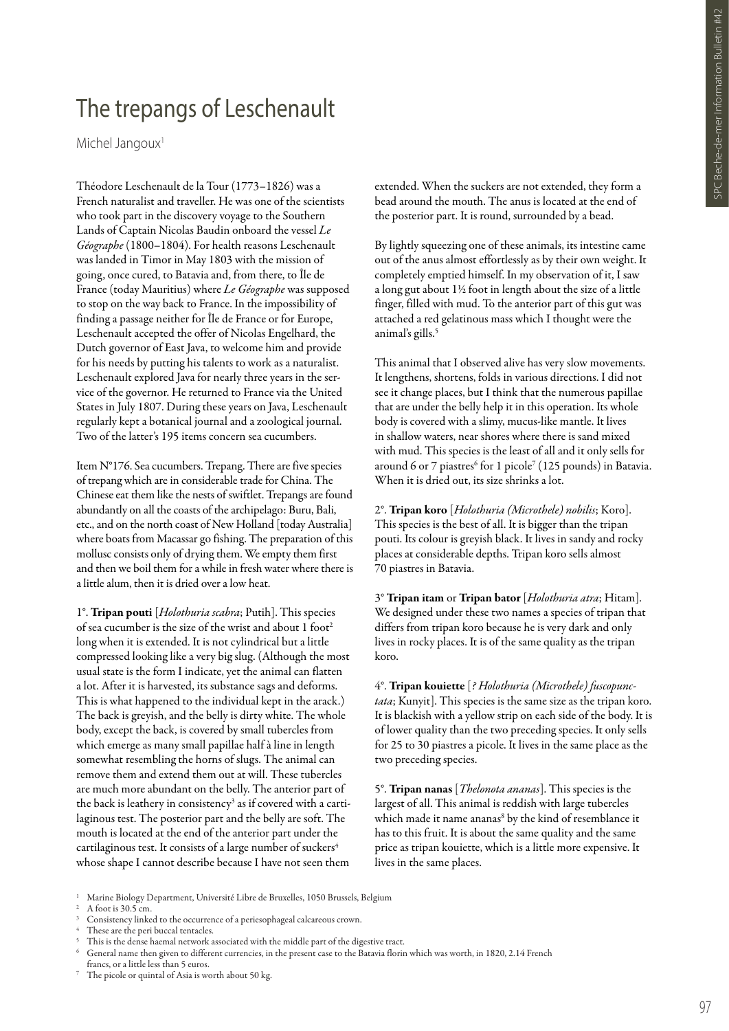# The trepangs of Leschenault

Michel Jangoux[1]

Théodore Leschenault de la Tour (1773–1826) was a French naturalist and traveller. He was one of the scientists who took part in the discovery voyage to the Southern Lands of Captain Nicolas Baudin onboard the vessel *Le Géographe* (1800–1804). For health reasons Leschenault was landed in Timor in May 1803 with the mission of going, once cured, to Batavia and, from there, to Île de France (today Mauritius) where *Le Géographe* was supposed to stop on the way back to France. In the impossibility of finding a passage neither for Île de France or for Europe, Leschenault accepted the offer of Nicolas Engelhard, the Dutch governor of East Java, to welcome him and provide for his needs by putting his talents to work as a naturalist. Leschenault explored Java for nearly three years in the service of the governor. He returned to France via the United States in July 1807. During these years on Java, Leschenault regularly kept a botanical journal and a zoological journal. Two of the latter's 195 items concern sea cucumbers.

Item N°176. Sea cucumbers. Trepang. There are five species of trepang which are in considerable trade for China. The Chinese eat them like the nests of swiftlet. Trepangs are found abundantly on all the coasts of the archipelago: Buru, Bali, etc., and on the north coast of New Holland [today Australia] where boats from Macassar go fishing. The preparation of this mollusc consists only of drying them. We empty them first and then we boil them for a while in fresh water where there is a little alum, then it is dried over a low heat.

1°. **Tripan pouti** [*Holothuria scabra*; Putih]. This species of sea cucumber is the size of the wrist and about 1 foot[2] long when it is extended. It is not cylindrical but a little compressed looking like a very big slug. (Although the most usual state is the form I indicate, yet the animal can flatten a lot. After it is harvested, its substance sags and deforms. This is what happened to the individual kept in the arack.) The back is greyish, and the belly is dirty white. The whole body, except the back, is covered by small tubercles from which emerge as many small papillae half à line in length somewhat resembling the horns of slugs. The animal can remove them and extend them out at will. These tubercles are much more abundant on the belly. The anterior part of the back is leathery in consistency[3] as if covered with a cartilaginous test. The posterior part and the belly are soft. The mouth is located at the end of the anterior part under the cartilaginous test. It consists of a large number of suckers[4] whose shape I cannot describe because I have not seen them extended. When the suckers are not extended, they form a bead around the mouth. The anus is located at the end of the posterior part. It is round, surrounded by a bead.

By lightly squeezing one of these animals, its intestine came out of the anus almost effortlessly as by their own weight. It completely emptied himself. In my observation of it, I saw a long gut about 1½ foot in length about the size of a little finger, filled with mud. To the anterior part of this gut was attached a red gelatinous mass which I thought were the animal's gills.[5]

This animal that I observed alive has very slow movements. It lengthens, shortens, folds in various directions. I did not see it change places, but I think that the numerous papillae that are under the belly help it in this operation. Its whole body is covered with a slimy, mucus-like mantle. It lives in shallow waters, near shores where there is sand mixed with mud. This species is the least of all and it only sells for around 6 or 7 piastres[6] for 1 picole[7] (125 pounds) in Batavia. When it is dried out, its size shrinks a lot.

2°. **Tripan koro** [*Holothuria (Microthele) nobilis*; Koro]. This species is the best of all. It is bigger than the tripan pouti. Its colour is greyish black. It lives in sandy and rocky places at considerable depths. Tripan koro sells almost 70 piastres in Batavia.

3° **Tripan itam** or **Tripan bator** [*Holothuria atra*; Hitam]. We designed under these two names a species of tripan that differs from tripan koro because he is very dark and only lives in rocky places. It is of the same quality as the tripan koro.

4°. **Tripan kouiette** [*? Holothuria (Microthele) fuscopunctata*; Kunyit]. This species is the same size as the tripan koro. It is blackish with a yellow strip on each side of the body. It is of lower quality than the two preceding species. It only sells for 25 to 30 piastres a picole. It lives in the same place as the two preceding species.

5°. **Tripan nanas** [*Thelonota ananas*]. This species is the largest of all. This animal is reddish with large tubercles which made it name ananas[8] by the kind of resemblance it has to this fruit. It is about the same quality and the same price as tripan kouiette, which is a little more expensive. It lives in the same places.

---

[1] Marine Biology Department, Université Libre de Bruxelles, 1050 Brussels, Belgium

[2] A foot is 30.5 cm.

[3] Consistency linked to the occurrence of a periesophageal calcareous crown.

[4] These are the peri buccal tentacles.

[5] This is the dense haemal network associated with the middle part of the digestive tract.

[6] General name then given to different currencies, in the present case to the Batavia florin which was worth, in 1820, 2.14 French francs, or a little less than 5 euros.

[7] The picole or quintal of Asia is worth about 50 kg.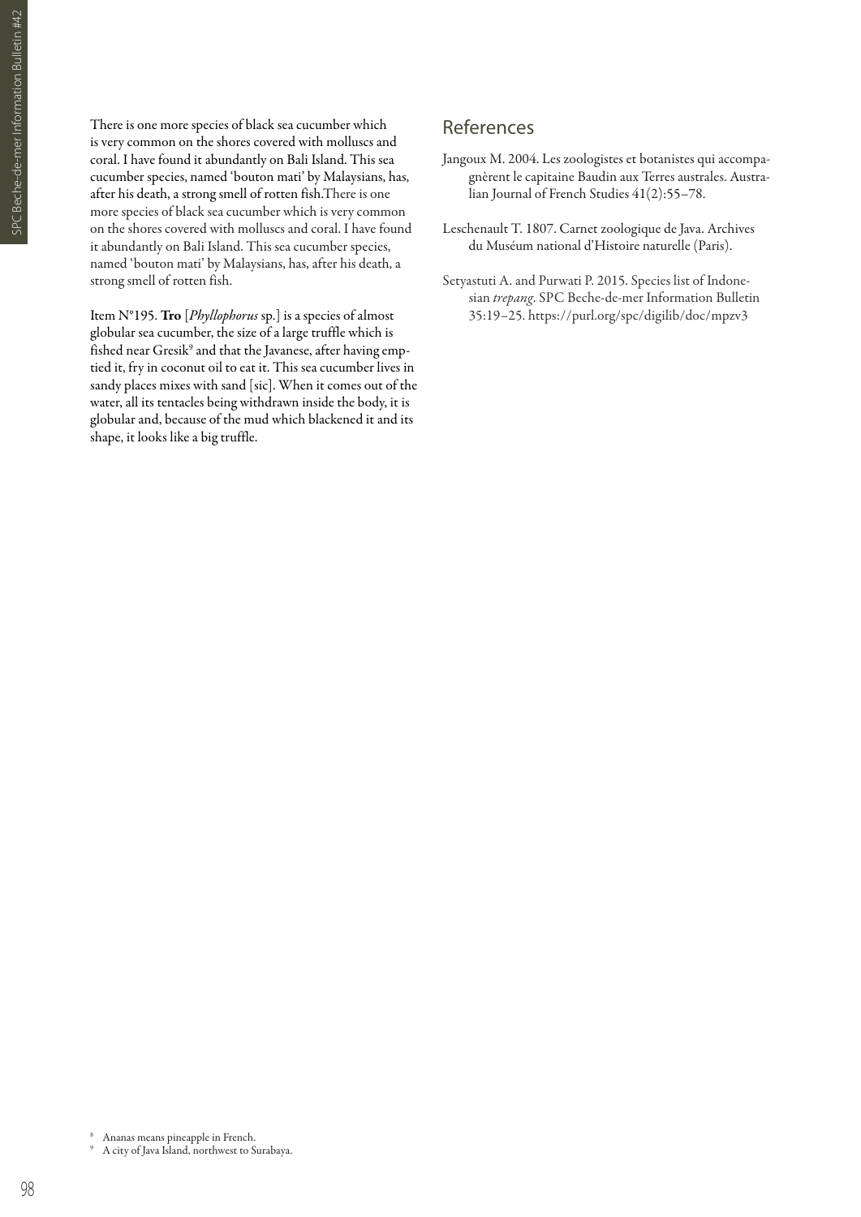There is one more species of black sea cucumber which is very common on the shores covered with molluscs and coral. I have found it abundantly on Bali Island. This sea cucumber species, named 'bouton mati' by Malaysians, has, after his death, a strong smell of rotten fish.There is one more species of black sea cucumber which is very common on the shores covered with molluscs and coral. I have found it abundantly on Bali Island. This sea cucumber species, named 'bouton mati' by Malaysians, has, after his death, a strong smell of rotten fish.

Item N°195. **Tro** [*Phyllophorus* sp.] is a species of almost globular sea cucumber, the size of a large truffle which is fished near Gresik[9] and that the Javanese, after having emptied it, fry in coconut oil to eat it. This sea cucumber lives in sandy places mixes with sand [sic]. When it comes out of the water, all its tentacles being withdrawn inside the body, it is globular and, because of the mud which blackened it and its shape, it looks like a big truffle.

## References

Jangoux M. 2004. Les zoologistes et botanistes qui accompagnèrent le capitaine Baudin aux Terres australes. Australian Journal of French Studies 41(2):55–78.

Leschenault T. 1807. Carnet zoologique de Java. Archives du Muséum national d'Histoire naturelle (Paris).

Setyastuti A. and Purwati P. 2015. Species list of Indonesian *trepang*. SPC Beche-de-mer Information Bulletin 35:19–25. https://purl.org/spc/digilib/doc/mpzv3

[8] Ananas means pineapple in French.

[9] A city of Java Island, northwest to Surabaya.